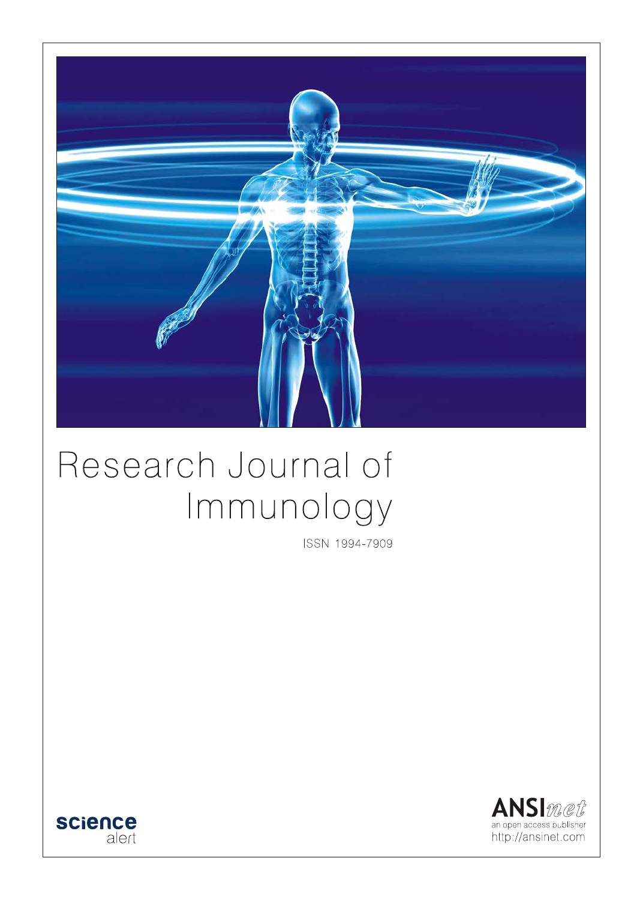# Research Journal of Immunology

ISSN 1994-7909

science alert

ANSInet
an open access publisher
http://ansinet.com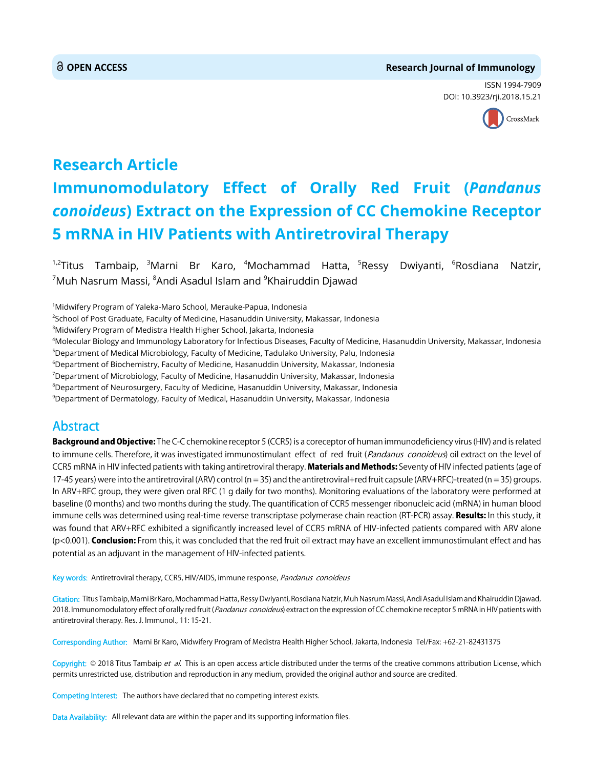OPEN ACCESS

Research Journal of Immunology

ISSN 1994-7909

DOI: 10.3923/rji.2018.15.21

# Research Article

# Immunomodulatory Effect of Orally Red Fruit (*Pandanus conoideus*) Extract on the Expression of CC Chemokine Receptor 5 mRNA in HIV Patients with Antiretroviral Therapy

[1,2]Titus Tambaip, [3]Marni Br Karo, [4]Mochammad Hatta, [5]Ressy Dwiyanti, [6]Rosdiana Natzir, [7]Muh Nasrum Massi, [8]Andi Asadul Islam and [9]Khairuddin Djawad

[1]Midwifery Program of Yaleka-Maro School, Merauke-Papua, Indonesia
[2]School of Post Graduate, Faculty of Medicine, Hasanuddin University, Makassar, Indonesia
[3]Midwifery Program of Medistra Health Higher School, Jakarta, Indonesia
[4]Molecular Biology and Immunology Laboratory for Infectious Diseases, Faculty of Medicine, Hasanuddin University, Makassar, Indonesia
[5]Department of Medical Microbiology, Faculty of Medicine, Tadulako University, Palu, Indonesia
[6]Department of Biochemistry, Faculty of Medicine, Hasanuddin University, Makassar, Indonesia
[7]Department of Microbiology, Faculty of Medicine, Hasanuddin University, Makassar, Indonesia
[8]Department of Neurosurgery, Faculty of Medicine, Hasanuddin University, Makassar, Indonesia
[9]Department of Dermatology, Faculty of Medical, Hasanuddin University, Makassar, Indonesia

## Abstract

**Background and Objective:** The C-C chemokine receptor 5 (CCR5) is a coreceptor of human immunodeficiency virus (HIV) and is related to immune cells. Therefore, it was investigated immunostimulant effect of red fruit (*Pandanus conoideus*) oil extract on the level of CCR5 mRNA in HIV infected patients with taking antiretroviral therapy. **Materials and Methods:** Seventy of HIV infected patients (age of 17-45 years) were into the antiretroviral (ARV) control (n = 35) and the antiretroviral+red fruit capsule (ARV+RFC)-treated (n = 35) groups. In ARV+RFC group, they were given oral RFC (1 g daily for two months). Monitoring evaluations of the laboratory were performed at baseline (0 months) and two months during the study. The quantification of CCR5 messenger ribonucleic acid (mRNA) in human blood immune cells was determined using real-time reverse transcriptase polymerase chain reaction (RT-PCR) assay. **Results:** In this study, it was found that ARV+RFC exhibited a significantly increased level of CCR5 mRNA of HIV-infected patients compared with ARV alone ($p<0.001$). **Conclusion:** From this, it was concluded that the red fruit oil extract may have an excellent immunostimulant effect and has potential as an adjuvant in the management of HIV-infected patients.

Key words: Antiretroviral therapy, CCR5, HIV/AIDS, immune response, *Pandanus conoideus*

Citation: Titus Tambaip, Marni Br Karo, Mochammad Hatta, Ressy Dwiyanti, Rosdiana Natzir, Muh Nasrum Massi, Andi Asadul Islam and Khairuddin Djawad, 2018. Immunomodulatory effect of orally red fruit (*Pandanus conoideus*) extract on the expression of CC chemokine receptor 5 mRNA in HIV patients with antiretroviral therapy. Res. J. Immunol., 11: 15-21.

Corresponding Author: Marni Br Karo, Midwifery Program of Medistra Health Higher School, Jakarta, Indonesia Tel/Fax: +62-21-82431375

Copyright: © 2018 Titus Tambaip *et al.* This is an open access article distributed under the terms of the creative commons attribution License, which permits unrestricted use, distribution and reproduction in any medium, provided the original author and source are credited.

Competing Interest: The authors have declared that no competing interest exists.

Data Availability: All relevant data are within the paper and its supporting information files.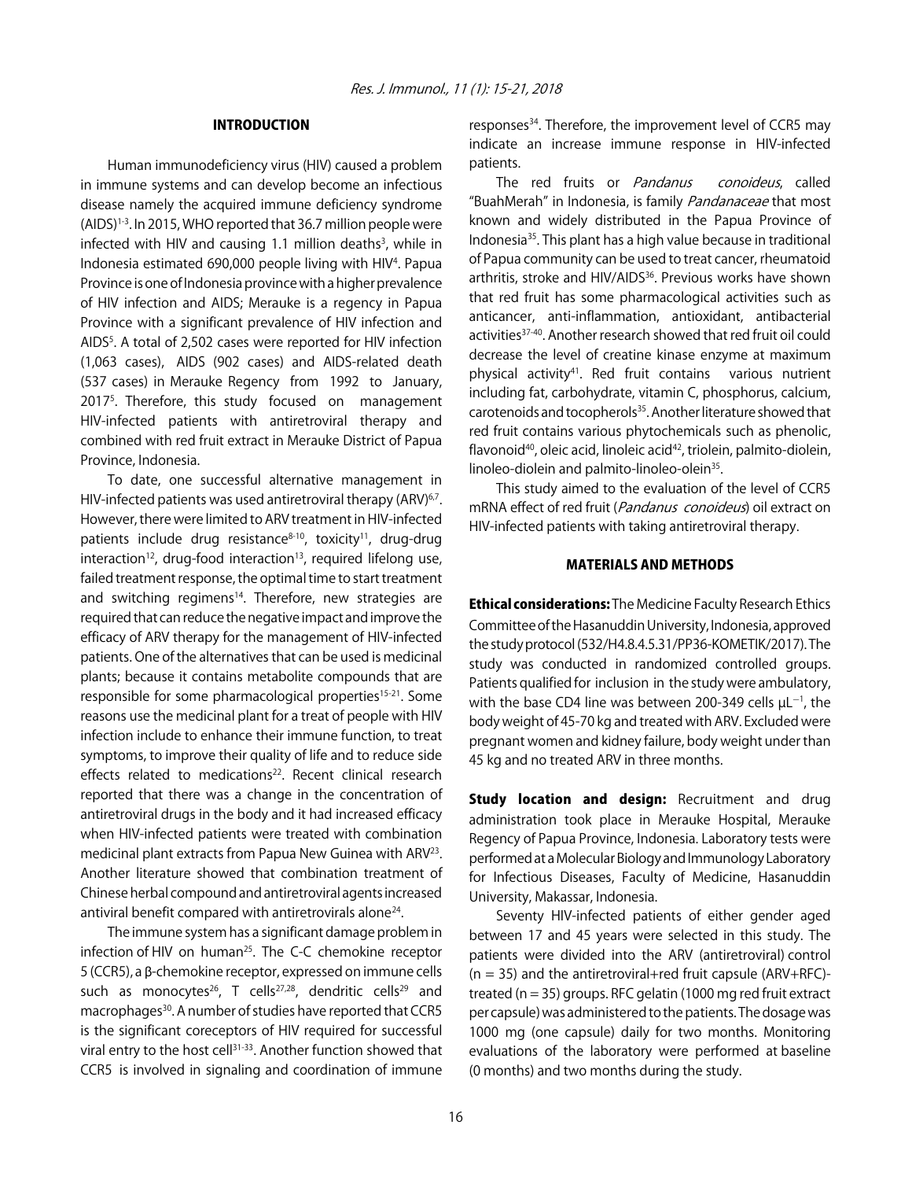## INTRODUCTION

Human immunodeficiency virus (HIV) caused a problem in immune systems and can develop become an infectious disease namely the acquired immune deficiency syndrome (AIDS)[1-3]. In 2015, WHO reported that 36.7 million people were infected with HIV and causing 1.1 million deaths[3], while in Indonesia estimated 690,000 people living with HIV[4]. Papua Province is one of Indonesia province with a higher prevalence of HIV infection and AIDS; Merauke is a regency in Papua Province with a significant prevalence of HIV infection and AIDS[5]. A total of 2,502 cases were reported for HIV infection (1,063 cases), AIDS (902 cases) and AIDS-related death (537 cases) in Merauke Regency from 1992 to January, 2017[5]. Therefore, this study focused on management HIV-infected patients with antiretroviral therapy and combined with red fruit extract in Merauke District of Papua Province, Indonesia.

To date, one successful alternative management in HIV-infected patients was used antiretroviral therapy (ARV)[6,7]. However, there were limited to ARV treatment in HIV-infected patients include drug resistance[8-10], toxicity[11], drug-drug interaction[12], drug-food interaction[13], required lifelong use, failed treatment response, the optimal time to start treatment and switching regimens[14]. Therefore, new strategies are required that can reduce the negative impact and improve the efficacy of ARV therapy for the management of HIV-infected patients. One of the alternatives that can be used is medicinal plants; because it contains metabolite compounds that are responsible for some pharmacological properties[15-21]. Some reasons use the medicinal plant for a treat of people with HIV infection include to enhance their immune function, to treat symptoms, to improve their quality of life and to reduce side effects related to medications[22]. Recent clinical research reported that there was a change in the concentration of antiretroviral drugs in the body and it had increased efficacy when HIV-infected patients were treated with combination medicinal plant extracts from Papua New Guinea with ARV[23]. Another literature showed that combination treatment of Chinese herbal compound and antiretroviral agents increased antiviral benefit compared with antiretrovirals alone[24].

The immune system has a significant damage problem in infection of HIV on human[25]. The C-C chemokine receptor 5 (CCR5), a β-chemokine receptor, expressed on immune cells such as monocytes[26], T cells[27,28], dendritic cells[29] and macrophages[30]. A number of studies have reported that CCR5 is the significant coreceptors of HIV required for successful viral entry to the host cell[31-33]. Another function showed that CCR5 is involved in signaling and coordination of immune responses[34]. Therefore, the improvement level of CCR5 may indicate an increase immune response in HIV-infected patients.

The red fruits or *Pandanus conoideus*, called "BuahMerah" in Indonesia, is family *Pandanaceae* that most known and widely distributed in the Papua Province of Indonesia[35]. This plant has a high value because in traditional of Papua community can be used to treat cancer, rheumatoid arthritis, stroke and HIV/AIDS[36]. Previous works have shown that red fruit has some pharmacological activities such as anticancer, anti-inflammation, antioxidant, antibacterial activities[37-40]. Another research showed that red fruit oil could decrease the level of creatine kinase enzyme at maximum physical activity[41]. Red fruit contains various nutrient including fat, carbohydrate, vitamin C, phosphorus, calcium, carotenoids and tocopherols[35]. Another literature showed that red fruit contains various phytochemicals such as phenolic, flavonoid[40], oleic acid, linoleic acid[42], triolein, palmito-diolein, linoleo-diolein and palmito-linoleo-olein[35].

This study aimed to the evaluation of the level of CCR5 mRNA effect of red fruit (*Pandanus conoideus*) oil extract on HIV-infected patients with taking antiretroviral therapy.

## MATERIALS AND METHODS

**Ethical considerations:** The Medicine Faculty Research Ethics Committee of the Hasanuddin University, Indonesia, approved the study protocol (532/H4.8.4.5.31/PP36-KOMETIK/2017). The study was conducted in randomized controlled groups. Patients qualified for inclusion in the study were ambulatory, with the base CD4 line was between 200-349 cells $\mu L^{-1}$, the body weight of 45-70 kg and treated with ARV. Excluded were pregnant women and kidney failure, body weight under than 45 kg and no treated ARV in three months.

**Study location and design:** Recruitment and drug administration took place in Merauke Hospital, Merauke Regency of Papua Province, Indonesia. Laboratory tests were performed at a Molecular Biology and Immunology Laboratory for Infectious Diseases, Faculty of Medicine, Hasanuddin University, Makassar, Indonesia.

Seventy HIV-infected patients of either gender aged between 17 and 45 years were selected in this study. The patients were divided into the ARV (antiretroviral) control (n = 35) and the antiretroviral+red fruit capsule (ARV+RFC)-treated (n = 35) groups. RFC gelatin (1000 mg red fruit extract per capsule) was administered to the patients. The dosage was 1000 mg (one capsule) daily for two months. Monitoring evaluations of the laboratory were performed at baseline (0 months) and two months during the study.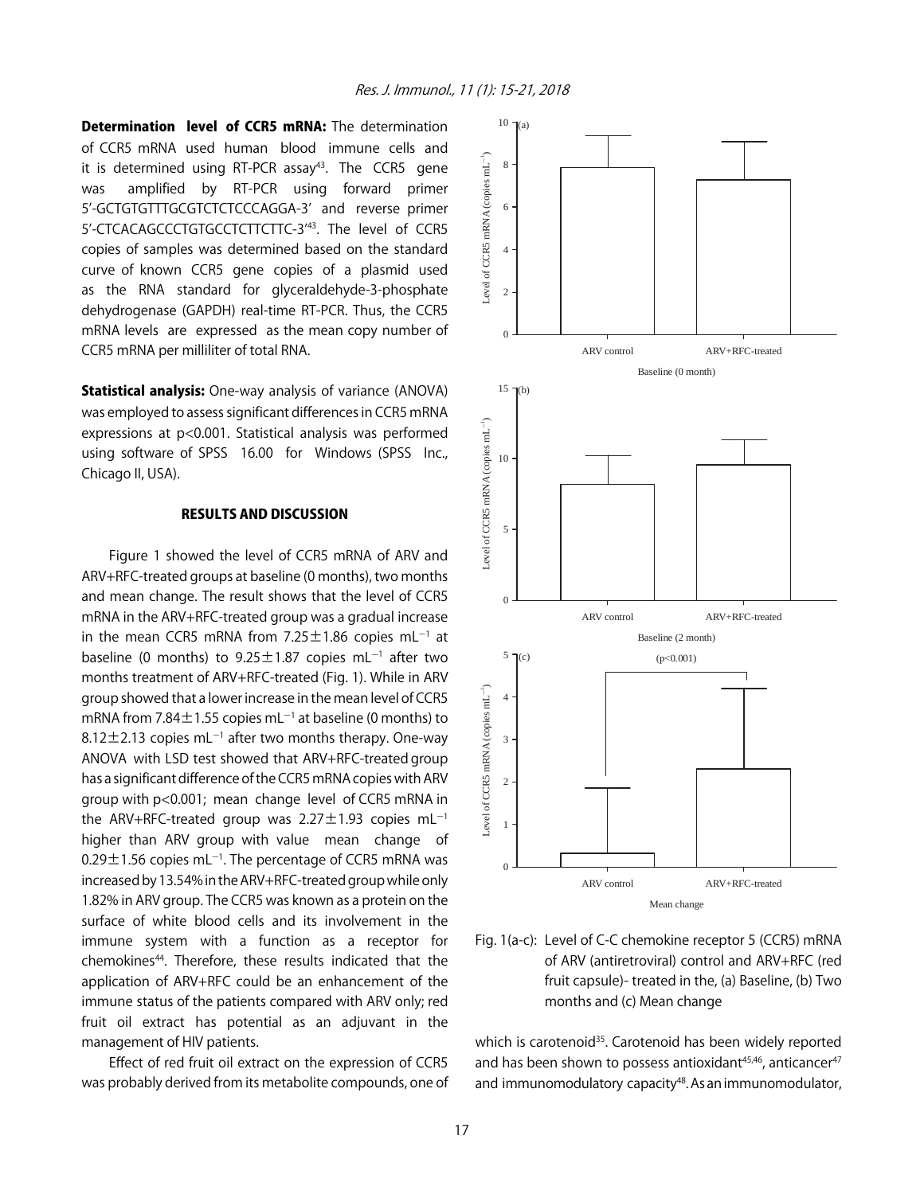**Determination level of CCR5 mRNA:** The determination of CCR5 mRNA used human blood immune cells and it is determined using RT-PCR assay[43]. The CCR5 gene was amplified by RT-PCR using forward primer 5'-GCTGTGTTTGCGTCTCTCCCAGGA-3' and reverse primer 5'-CTCACAGCCCTGTGCCTCTTCTTC-3'[43]. The level of CCR5 copies of samples was determined based on the standard curve of known CCR5 gene copies of a plasmid used as the RNA standard for glyceraldehyde-3-phosphate dehydrogenase (GAPDH) real-time RT-PCR. Thus, the CCR5 mRNA levels are expressed as the mean copy number of CCR5 mRNA per milliliter of total RNA.

**Statistical analysis:** One-way analysis of variance (ANOVA) was employed to assess significant differences in CCR5 mRNA expressions at $p<0.001$. Statistical analysis was performed using software of SPSS 16.00 for Windows (SPSS Inc., Chicago II, USA).

## RESULTS AND DISCUSSION

Figure 1 showed the level of CCR5 mRNA of ARV and ARV+RFC-treated groups at baseline (0 months), two months and mean change. The result shows that the level of CCR5 mRNA in the ARV+RFC-treated group was a gradual increase in the mean CCR5 mRNA from $7.25\pm1.86$ copies $mL^{-1}$ at baseline (0 months) to $9.25\pm1.87$ copies $mL^{-1}$ after two months treatment of ARV+RFC-treated (Fig. 1). While in ARV group showed that a lower increase in the mean level of CCR5 mRNA from $7.84\pm1.55$ copies $mL^{-1}$ at baseline (0 months) to $8.12\pm2.13$ copies $mL^{-1}$ after two months therapy. One-way ANOVA with LSD test showed that ARV+RFC-treated group has a significant difference of the CCR5 mRNA copies with ARV group with $p<0.001$; mean change level of CCR5 mRNA in the ARV+RFC-treated group was $2.27\pm1.93$ copies $mL^{-1}$ higher than ARV group with value mean change of $0.29\pm1.56$ copies $mL^{-1}$. The percentage of CCR5 mRNA was increased by 13.54% in the ARV+RFC-treated group while only 1.82% in ARV group. The CCR5 was known as a protein on the surface of white blood cells and its involvement in the immune system with a function as a receptor for chemokines[44]. Therefore, these results indicated that the application of ARV+RFC could be an enhancement of the immune status of the patients compared with ARV only; red fruit oil extract has potential as an adjuvant in the management of HIV patients.

Effect of red fruit oil extract on the expression of CCR5 was probably derived from its metabolite compounds, one of which is carotenoid[35]. Carotenoid has been widely reported and has been shown to possess antioxidant[45,46], anticancer[47] and immunomodulatory capacity[48]. As an immunomodulator,

Fig. 1(a-c): Level of C-C chemokine receptor 5 (CCR5) mRNA of ARV (antiretroviral) control and ARV+RFC (red fruit capsule)- treated in the, (a) Baseline, (b) Two months and (c) Mean change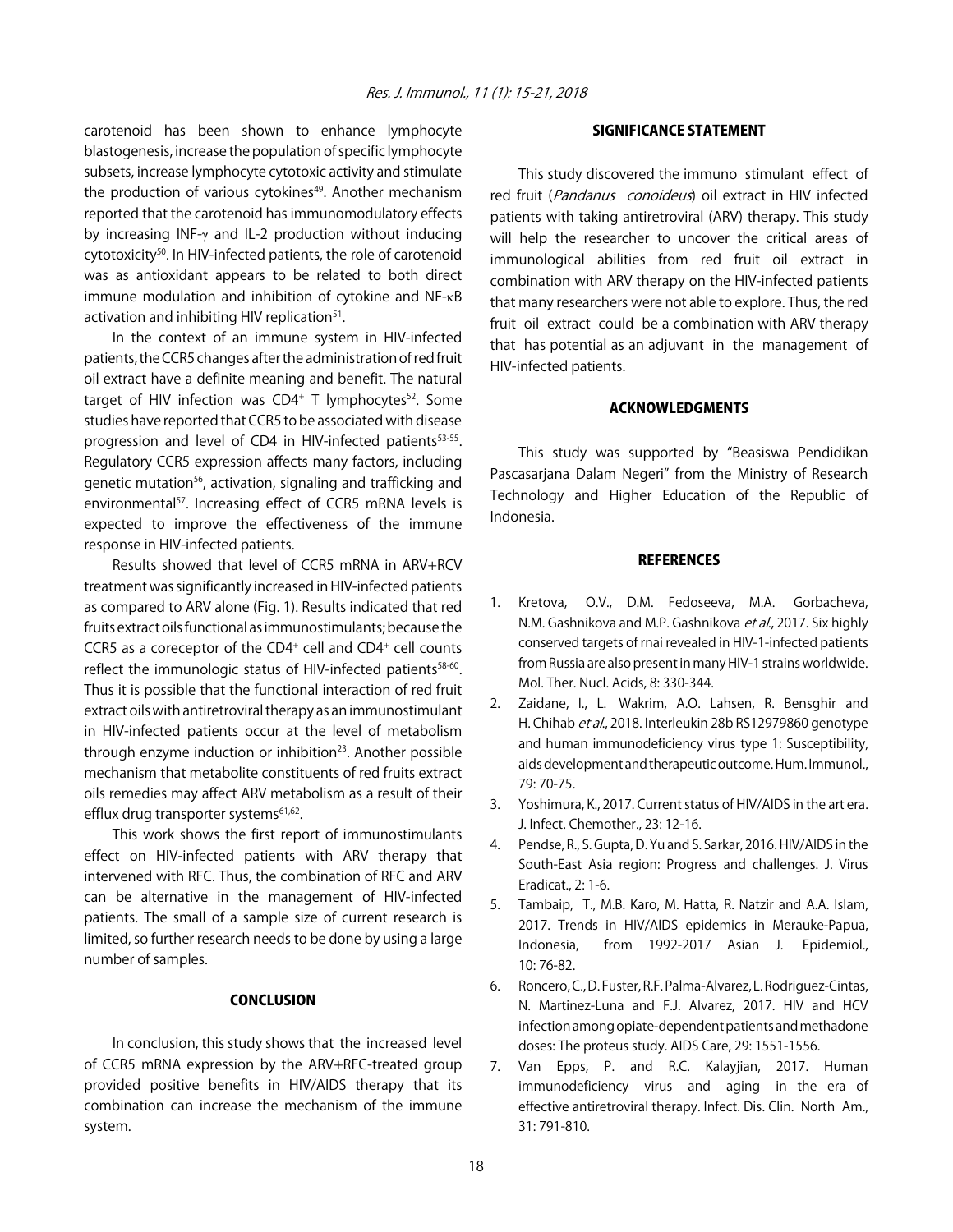carotenoid has been shown to enhance lymphocyte blastogenesis, increase the population of specific lymphocyte subsets, increase lymphocyte cytotoxic activity and stimulate the production of various cytokines[49]. Another mechanism reported that the carotenoid has immunomodulatory effects by increasing INF-$\gamma$ and IL-2 production without inducing cytotoxicity[50]. In HIV-infected patients, the role of carotenoid was as antioxidant appears to be related to both direct immune modulation and inhibition of cytokine and NF-$\kappa$B activation and inhibiting HIV replication[51].

In the context of an immune system in HIV-infected patients, the CCR5 changes after the administration of red fruit oil extract have a definite meaning and benefit. The natural target of HIV infection was $CD4^+$ T lymphocytes[52]. Some studies have reported that CCR5 to be associated with disease progression and level of CD4 in HIV-infected patients[53-55]. Regulatory CCR5 expression affects many factors, including genetic mutation[56], activation, signaling and trafficking and environmental[57]. Increasing effect of CCR5 mRNA levels is expected to improve the effectiveness of the immune response in HIV-infected patients.

Results showed that level of CCR5 mRNA in ARV+RCV treatment was significantly increased in HIV-infected patients as compared to ARV alone (Fig. 1). Results indicated that red fruits extract oils functional as immunostimulants; because the CCR5 as a coreceptor of the $CD4^+$ cell and $CD4^+$ cell counts reflect the immunologic status of HIV-infected patients[58-60]. Thus it is possible that the functional interaction of red fruit extract oils with antiretroviral therapy as an immunostimulant in HIV-infected patients occur at the level of metabolism through enzyme induction or inhibition[23]. Another possible mechanism that metabolite constituents of red fruits extract oils remedies may affect ARV metabolism as a result of their efflux drug transporter systems[61,62].

This work shows the first report of immunostimulants effect on HIV-infected patients with ARV therapy that intervened with RFC. Thus, the combination of RFC and ARV can be alternative in the management of HIV-infected patients. The small of a sample size of current research is limited, so further research needs to be done by using a large number of samples.

## CONCLUSION

In conclusion, this study shows that the increased level of CCR5 mRNA expression by the ARV+RFC-treated group provided positive benefits in HIV/AIDS therapy that its combination can increase the mechanism of the immune system.

## SIGNIFICANCE STATEMENT

This study discovered the immuno stimulant effect of red fruit (*Pandanus conoideus*) oil extract in HIV infected patients with taking antiretroviral (ARV) therapy. This study will help the researcher to uncover the critical areas of immunological abilities from red fruit oil extract in combination with ARV therapy on the HIV-infected patients that many researchers were not able to explore. Thus, the red fruit oil extract could be a combination with ARV therapy that has potential as an adjuvant in the management of HIV-infected patients.

## ACKNOWLEDGMENTS

This study was supported by "Beasiswa Pendidikan Pascasarjana Dalam Negeri" from the Ministry of Research Technology and Higher Education of the Republic of Indonesia.

## REFERENCES

1. Kretova, O.V., D.M. Fedoseeva, M.A. Gorbacheva, N.M. Gashnikova and M.P. Gashnikova *et al*., 2017. Six highly conserved targets of rnai revealed in HIV-1-infected patients from Russia are also present in many HIV-1 strains worldwide. Mol. Ther. Nucl. Acids, 8: 330-344.
2. Zaidane, I., L. Wakrim, A.O. Lahsen, R. Bensghir and H. Chihab *et al*., 2018. Interleukin 28b RS12979860 genotype and human immunodeficiency virus type 1: Susceptibility, aids development and therapeutic outcome. Hum. Immunol., 79: 70-75.
3. Yoshimura, K., 2017. Current status of HIV/AIDS in the art era. J. Infect. Chemother., 23: 12-16.
4. Pendse, R., S. Gupta, D. Yu and S. Sarkar, 2016. HIV/AIDS in the South-East Asia region: Progress and challenges. J. Virus Eradicat., 2: 1-6.
5. Tambaip, T., M.B. Karo, M. Hatta, R. Natzir and A.A. Islam, 2017. Trends in HIV/AIDS epidemics in Merauke-Papua, Indonesia, from 1992-2017 Asian J. Epidemiol., 10: 76-82.
6. Roncero, C., D. Fuster, R.F. Palma-Alvarez, L. Rodriguez-Cintas, N. Martinez-Luna and F.J. Alvarez, 2017. HIV and HCV infection among opiate-dependent patients and methadone doses: The proteus study. AIDS Care, 29: 1551-1556.
7. Van Epps, P. and R.C. Kalayjian, 2017. Human immunodeficiency virus and aging in the era of effective antiretroviral therapy. Infect. Dis. Clin. North Am., 31: 791-810.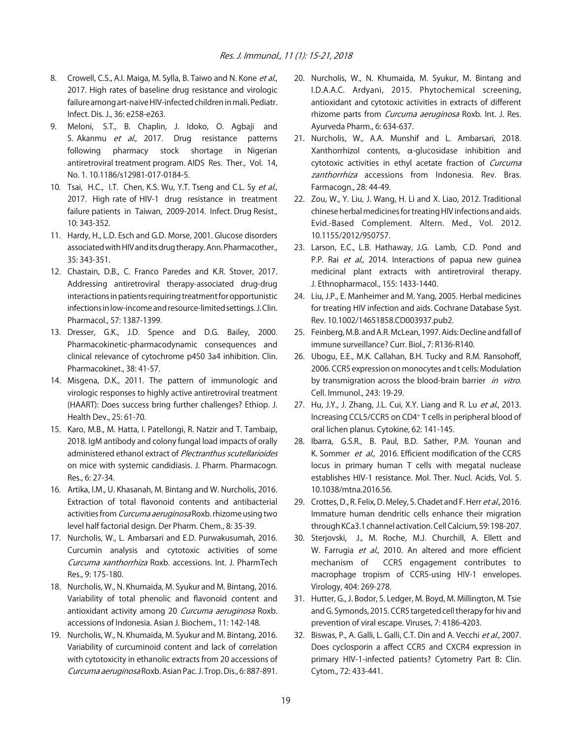8. Crowell, C.S., A.I. Maiga, M. Sylla, B. Taiwo and N. Kone *et al*., 2017. High rates of baseline drug resistance and virologic failure among art-naive HIV-infected children in mali. Pediatr. Infect. Dis. J., 36: e258-e263.
9. Meloni, S.T., B. Chaplin, J. Idoko, O. Agbaji and S. Akanmu *et al*., 2017. Drug resistance patterns following pharmacy stock shortage in Nigerian antiretroviral treatment program. AIDS Res. Ther., Vol. 14, No. 1. 10.1186/s12981-017-0184-5.
10. Tsai, H.C., I.T. Chen, K.S. Wu, Y.T. Tseng and C.L. Sy *et al*., 2017. High rate of HIV-1 drug resistance in treatment failure patients in Taiwan, 2009-2014. Infect. Drug Resist., 10: 343-352.
11. Hardy, H., L.D. Esch and G.D. Morse, 2001. Glucose disorders associated with HIV and its drug therapy. Ann. Pharmacother., 35: 343-351.
12. Chastain, D.B., C. Franco Paredes and K.R. Stover, 2017. Addressing antiretroviral therapy-associated drug-drug interactions in patients requiring treatment for opportunistic infections in low-income and resource-limited settings. J. Clin. Pharmacol., 57: 1387-1399.
13. Dresser, G.K., J.D. Spence and D.G. Bailey, 2000. Pharmacokinetic-pharmacodynamic consequences and clinical relevance of cytochrome p450 3a4 inhibition. Clin. Pharmacokinet., 38: 41-57.
14. Misgena, D.K., 2011. The pattern of immunologic and virologic responses to highly active antiretroviral treatment (HAART): Does success bring further challenges? Ethiop. J. Health Dev., 25: 61-70.
15. Karo, M.B., M. Hatta, I. Patellongi, R. Natzir and T. Tambaip, 2018. IgM antibody and colony fungal load impacts of orally administered ethanol extract of *Plectranthus scutellarioides* on mice with systemic candidiasis. J. Pharm. Pharmacogn. Res., 6: 27-34.
16. Artika, I.M., U. Khasanah, M. Bintang and W. Nurcholis, 2016. Extraction of total flavonoid contents and antibacterial activities from *Curcuma aeruginosa* Roxb. rhizome using two level half factorial design. Der Pharm. Chem., 8: 35-39.
17. Nurcholis, W., L. Ambarsari and E.D. Purwakusumah, 2016. Curcumin analysis and cytotoxic activities of some *Curcuma xanthorrhiza* Roxb. accessions. Int. J. PharmTech Res., 9: 175-180.
18. Nurcholis, W., N. Khumaida, M. Syukur and M. Bintang, 2016. Variability of total phenolic and flavonoid content and antioxidant activity among 20 *Curcuma aeruginosa* Roxb. accessions of Indonesia. Asian J. Biochem., 11: 142-148.
19. Nurcholis, W., N. Khumaida, M. Syukur and M. Bintang, 2016. Variability of curcuminoid content and lack of correlation with cytotoxicity in ethanolic extracts from 20 accessions of *Curcuma aeruginosa* Roxb. Asian Pac. J. Trop. Dis., 6: 887-891.
20. Nurcholis, W., N. Khumaida, M. Syukur, M. Bintang and I.D.A.A.C. Ardyani, 2015. Phytochemical screening, antioxidant and cytotoxic activities in extracts of different rhizome parts from *Curcuma aeruginosa* Roxb. Int. J. Res. Ayurveda Pharm., 6: 634-637.
21. Nurcholis, W., A.A. Munshif and L. Ambarsari, 2018. Xanthorrhizol contents, α-glucosidase inhibition and cytotoxic activities in ethyl acetate fraction of *Curcuma zanthorrhiza* accessions from Indonesia. Rev. Bras. Farmacogn., 28: 44-49.
22. Zou, W., Y. Liu, J. Wang, H. Li and X. Liao, 2012. Traditional chinese herbal medicines for treating HIV infections and aids. Evid.-Based Complement. Altern. Med., Vol. 2012. 10.1155/2012/950757.
23. Larson, E.C., L.B. Hathaway, J.G. Lamb, C.D. Pond and P.P. Rai *et al*., 2014. Interactions of papua new guinea medicinal plant extracts with antiretroviral therapy. J. Ethnopharmacol., 155: 1433-1440.
24. Liu, J.P., E. Manheimer and M. Yang, 2005. Herbal medicines for treating HIV infection and aids. Cochrane Database Syst. Rev. 10.1002/14651858.CD003937.pub2.
25. Feinberg, M.B. and A.R. McLean, 1997. Aids: Decline and fall of immune surveillance? Curr. Biol., 7: R136-R140.
26. Ubogu, E.E., M.K. Callahan, B.H. Tucky and R.M. Ransohoff, 2006. CCR5 expression on monocytes and t cells: Modulation by transmigration across the blood-brain barrier *in vitro*. Cell. Immunol., 243: 19-29.
27. Hu, J.Y., J. Zhang, J.L. Cui, X.Y. Liang and R. Lu *et al*., 2013. Increasing CCL5/CCR5 on CD4+ T cells in peripheral blood of oral lichen planus. Cytokine, 62: 141-145.
28. Ibarra, G.S.R., B. Paul, B.D. Sather, P.M. Younan and K. Sommer *et al*., 2016. Efficient modification of the CCR5 locus in primary human T cells with megatal nuclease establishes HIV-1 resistance. Mol. Ther. Nucl. Acids, Vol. 5. 10.1038/mtna.2016.56.
29. Crottes, D., R. Felix, D. Meley, S. Chadet and F. Herr *et al*., 2016. Immature human dendritic cells enhance their migration through KCa3.1 channel activation. Cell Calcium, 59: 198-207.
30. Sterjovski, J., M. Roche, M.J. Churchill, A. Ellett and W. Farrugia *et al*., 2010. An altered and more efficient mechanism of CCR5 engagement contributes to macrophage tropism of CCR5-using HIV-1 envelopes. Virology, 404: 269-278.
31. Hutter, G., J. Bodor, S. Ledger, M. Boyd, M. Millington, M. Tsie and G. Symonds, 2015. CCR5 targeted cell therapy for hiv and prevention of viral escape. Viruses, 7: 4186-4203.
32. Biswas, P., A. Galli, L. Galli, C.T. Din and A. Vecchi *et al*., 2007. Does cyclosporin a affect CCR5 and CXCR4 expression in primary HIV-1-infected patients? Cytometry Part B: Clin. Cytom., 72: 433-441.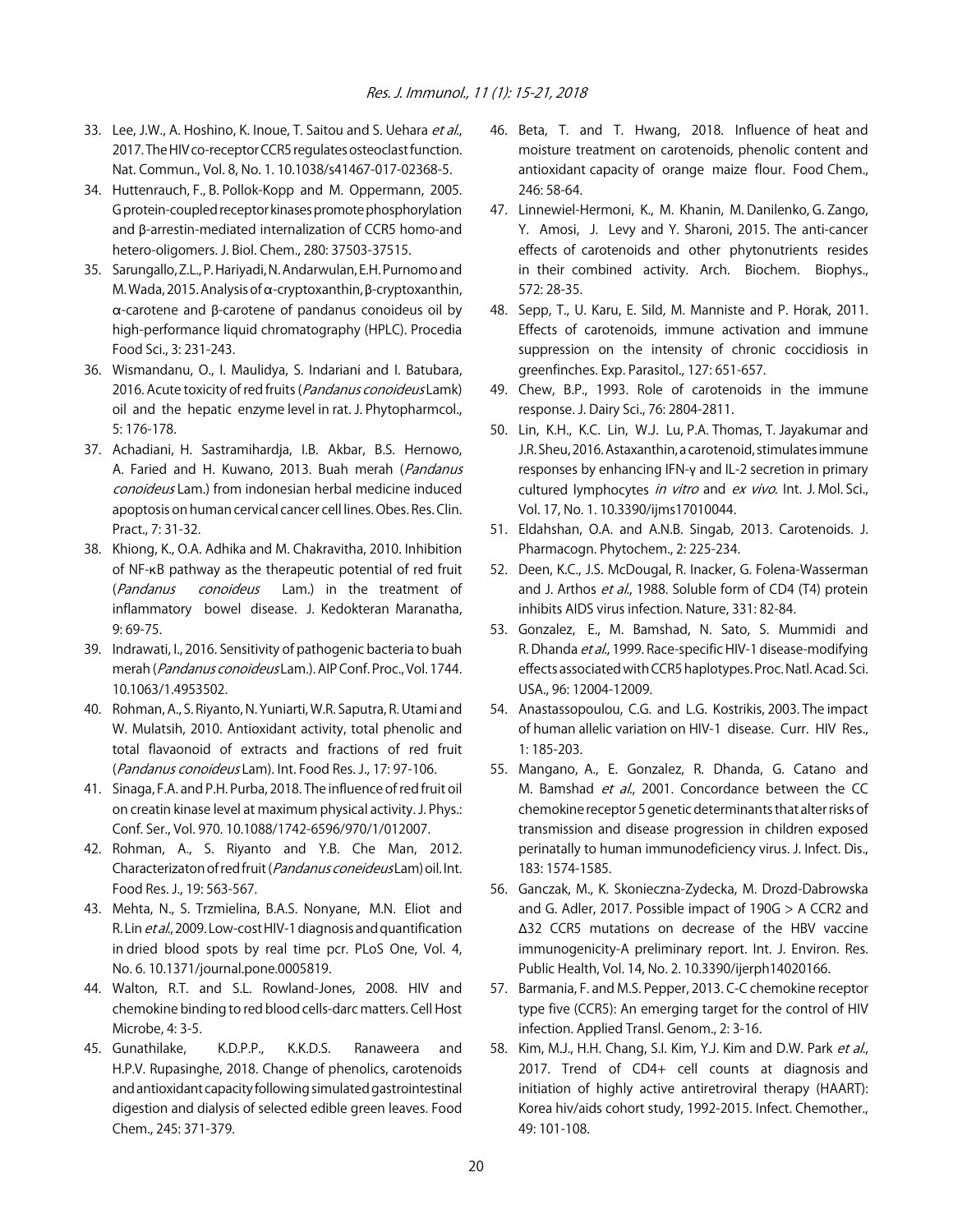33. Lee, J.W., A. Hoshino, K. Inoue, T. Saitou and S. Uehara *et al*., 2017. The HIV co-receptor CCR5 regulates osteoclast function. Nat. Commun., Vol. 8, No. 1. 10.1038/s41467-017-02368-5.
34. Huttenrauch, F., B. Pollok-Kopp and M. Oppermann, 2005. G protein-coupled receptor kinases promote phosphorylation and β-arrestin-mediated internalization of CCR5 homo-and hetero-oligomers. J. Biol. Chem., 280: 37503-37515.
35. Sarungallo, Z.L., P. Hariyadi, N. Andarwulan, E.H. Purnomo and M. Wada, 2015. Analysis of α-cryptoxanthin, β-cryptoxanthin, α-carotene and β-carotene of pandanus conoideus oil by high-performance liquid chromatography (HPLC). Procedia Food Sci., 3: 231-243.
36. Wismandanu, O., I. Maulidya, S. Indariani and I. Batubara, 2016. Acute toxicity of red fruits (*Pandanus conoideus* Lamk) oil and the hepatic enzyme level in rat. J. Phytopharmcol., 5: 176-178.
37. Achadiani, H. Sastramihardja, I.B. Akbar, B.S. Hernowo, A. Faried and H. Kuwano, 2013. Buah merah (*Pandanus conoideus* Lam.) from indonesian herbal medicine induced apoptosis on human cervical cancer cell lines. Obes. Res. Clin. Pract., 7: 31-32.
38. Khiong, K., O.A. Adhika and M. Chakravitha, 2010. Inhibition of NF-κB pathway as the therapeutic potential of red fruit (*Pandanus conoideus* Lam.) in the treatment of inflammatory bowel disease. J. Kedokteran Maranatha, 9: 69-75.
39. Indrawati, I., 2016. Sensitivity of pathogenic bacteria to buah merah (*Pandanus conoideus* Lam.). AIP Conf. Proc., Vol. 1744. 10.1063/1.4953502.
40. Rohman, A., S. Riyanto, N. Yuniarti, W.R. Saputra, R. Utami and W. Mulatsih, 2010. Antioxidant activity, total phenolic and total flavaonoid of extracts and fractions of red fruit (*Pandanus conoideus* Lam). Int. Food Res. J., 17: 97-106.
41. Sinaga, F.A. and P.H. Purba, 2018. The influence of red fruit oil on creatin kinase level at maximum physical activity. J. Phys.: Conf. Ser., Vol. 970. 10.1088/1742-6596/970/1/012007.
42. Rohman, A., S. Riyanto and Y.B. Che Man, 2012. Characterizaton of red fruit (*Pandanus coneideus* Lam) oil. Int. Food Res. J., 19: 563-567.
43. Mehta, N., S. Trzmielina, B.A.S. Nonyane, M.N. Eliot and R. Lin *et al*., 2009. Low-cost HIV-1 diagnosis and quantification in dried blood spots by real time pcr. PLoS One, Vol. 4, No. 6. 10.1371/journal.pone.0005819.
44. Walton, R.T. and S.L. Rowland-Jones, 2008. HIV and chemokine binding to red blood cells-darc matters. Cell Host Microbe, 4: 3-5.
45. Gunathilake, K.D.P.P., K.K.D.S. Ranaweera and H.P.V. Rupasinghe, 2018. Change of phenolics, carotenoids and antioxidant capacity following simulated gastrointestinal digestion and dialysis of selected edible green leaves. Food Chem., 245: 371-379.
46. Beta, T. and T. Hwang, 2018. Influence of heat and moisture treatment on carotenoids, phenolic content and antioxidant capacity of orange maize flour. Food Chem., 246: 58-64.
47. Linnewiel-Hermoni, K., M. Khanin, M. Danilenko, G. Zango, Y. Amosi, J. Levy and Y. Sharoni, 2015. The anti-cancer effects of carotenoids and other phytonutrients resides in their combined activity. Arch. Biochem. Biophys., 572: 28-35.
48. Sepp, T., U. Karu, E. Sild, M. Manniste and P. Horak, 2011. Effects of carotenoids, immune activation and immune suppression on the intensity of chronic coccidiosis in greenfinches. Exp. Parasitol., 127: 651-657.
49. Chew, B.P., 1993. Role of carotenoids in the immune response. J. Dairy Sci., 76: 2804-2811.
50. Lin, K.H., K.C. Lin, W.J. Lu, P.A. Thomas, T. Jayakumar and J.R. Sheu, 2016. Astaxanthin, a carotenoid, stimulates immune responses by enhancing IFN-γ and IL-2 secretion in primary cultured lymphocytes *in vitro* and *ex vivo*. Int. J. Mol. Sci., Vol. 17, No. 1. 10.3390/ijms17010044.
51. Eldahshan, O.A. and A.N.B. Singab, 2013. Carotenoids. J. Pharmacogn. Phytochem., 2: 225-234.
52. Deen, K.C., J.S. McDougal, R. Inacker, G. Folena-Wasserman and J. Arthos *et al*., 1988. Soluble form of CD4 (T4) protein inhibits AIDS virus infection. Nature, 331: 82-84.
53. Gonzalez, E., M. Bamshad, N. Sato, S. Mummidi and R. Dhanda *et al*., 1999. Race-specific HIV-1 disease-modifying effects associated with CCR5 haplotypes. Proc. Natl. Acad. Sci. USA., 96: 12004-12009.
54. Anastassopoulou, C.G. and L.G. Kostrikis, 2003. The impact of human allelic variation on HIV-1 disease. Curr. HIV Res., 1: 185-203.
55. Mangano, A., E. Gonzalez, R. Dhanda, G. Catano and M. Bamshad *et al*., 2001. Concordance between the CC chemokine receptor 5 genetic determinants that alter risks of transmission and disease progression in children exposed perinatally to human immunodeficiency virus. J. Infect. Dis., 183: 1574-1585.
56. Ganczak, M., K. Skonieczna-Zydecka, M. Drozd-Dabrowska and G. Adler, 2017. Possible impact of 190G > A CCR2 and Δ32 CCR5 mutations on decrease of the HBV vaccine immunogenicity-A preliminary report. Int. J. Environ. Res. Public Health, Vol. 14, No. 2. 10.3390/ijerph14020166.
57. Barmania, F. and M.S. Pepper, 2013. C-C chemokine receptor type five (CCR5): An emerging target for the control of HIV infection. Applied Transl. Genom., 2: 3-16.
58. Kim, M.J., H.H. Chang, S.I. Kim, Y.J. Kim and D.W. Park *et al*., 2017. Trend of CD4+ cell counts at diagnosis and initiation of highly active antiretroviral therapy (HAART): Korea hiv/aids cohort study, 1992-2015. Infect. Chemother., 49: 101-108.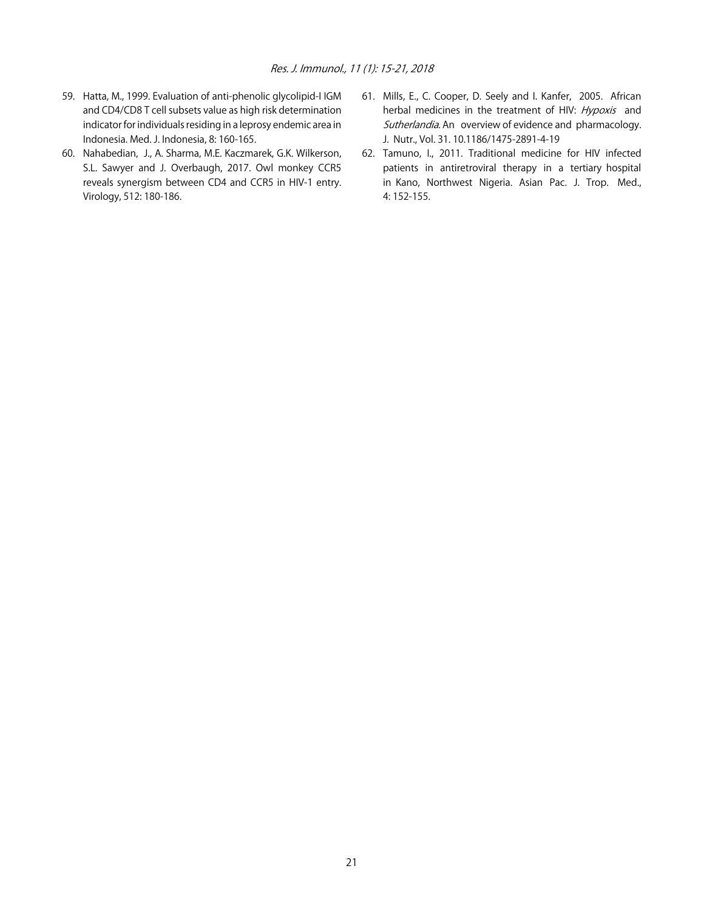59. Hatta, M., 1999. Evaluation of anti-phenolic glycolipid-I IGM and CD4/CD8 T cell subsets value as high risk determination indicator for individuals residing in a leprosy endemic area in Indonesia. Med. J. Indonesia, 8: 160-165.
60. Nahabedian, J., A. Sharma, M.E. Kaczmarek, G.K. Wilkerson, S.L. Sawyer and J. Overbaugh, 2017. Owl monkey CCR5 reveals synergism between CD4 and CCR5 in HIV-1 entry. Virology, 512: 180-186.
61. Mills, E., C. Cooper, D. Seely and I. Kanfer, 2005. African herbal medicines in the treatment of HIV: *Hypoxis* and *Sutherlandia*. An overview of evidence and pharmacology. J. Nutr., Vol. 31. 10.1186/1475-2891-4-19
62. Tamuno, I., 2011. Traditional medicine for HIV infected patients in antiretroviral therapy in a tertiary hospital in Kano, Northwest Nigeria. Asian Pac. J. Trop. Med., 4: 152-155.